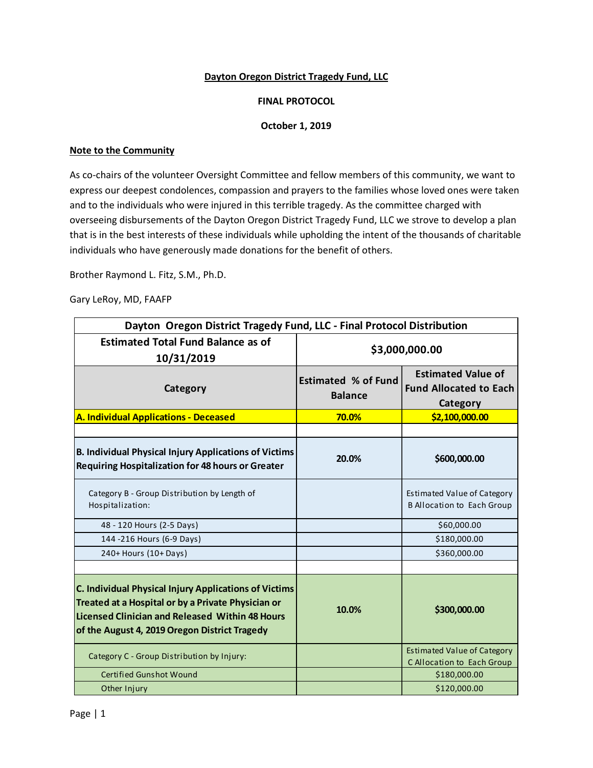**Dayton Oregon District Tragedy Fund, LLC**

**FINAL PROTOCOL**

**October 1, 2019**

**Note to the Community**

As co-chairs of the volunteer Oversight Committee and fellow members of this community, we want to express our deepest condolences, compassion and prayers to the families whose loved ones were taken and to the individuals who were injured in this terrible tragedy. As the committee charged with overseeing disbursements of the Dayton Oregon District Tragedy Fund, LLC we strove to develop a plan that is in the best interests of these individuals while upholding the intent of the thousands of charitable individuals who have generously made donations for the benefit of others.

Brother Raymond L. Fitz, S.M., Ph.D.

Gary LeRoy, MD, FAAFP

| Dayton Oregon District Tragedy Fund, LLC - Final Protocol Distribution | | |
|---|---|---|
| **Estimated Total Fund Balance as of 10/31/2019** | **$3,000,000.00** | |
| **Category** | **Estimated % of Fund Balance** | **Estimated Value of Fund Allocated to Each Category** |
| **A. Individual Applications - Deceased** | **70.0%** | **$2,100,000.00** |
| | | |
| **B. Individual Physical Injury Applications of Victims Requiring Hospitalization for 48 hours or Greater** | **20.0%** | **$600,000.00** |
| Category B - Group Distribution by Length of Hospitalization: | | Estimated Value of Category B Allocation to Each Group |
| 48 - 120 Hours (2-5 Days) | | $60,000.00 |
| 144 -216 Hours (6-9 Days) | | $180,000.00 |
| 240+ Hours (10+ Days) | | $360,000.00 |
| | | |
| **C. Individual Physical Injury Applications of Victims Treated at a Hospital or by a Private Physician or Licensed Clinician and Released Within 48 Hours of the August 4, 2019 Oregon District Tragedy** | **10.0%** | **$300,000.00** |
| Category C - Group Distribution by Injury: | | Estimated Value of Category C Allocation to Each Group |
| Certified Gunshot Wound | | $180,000.00 |
| Other Injury | | $120,000.00 |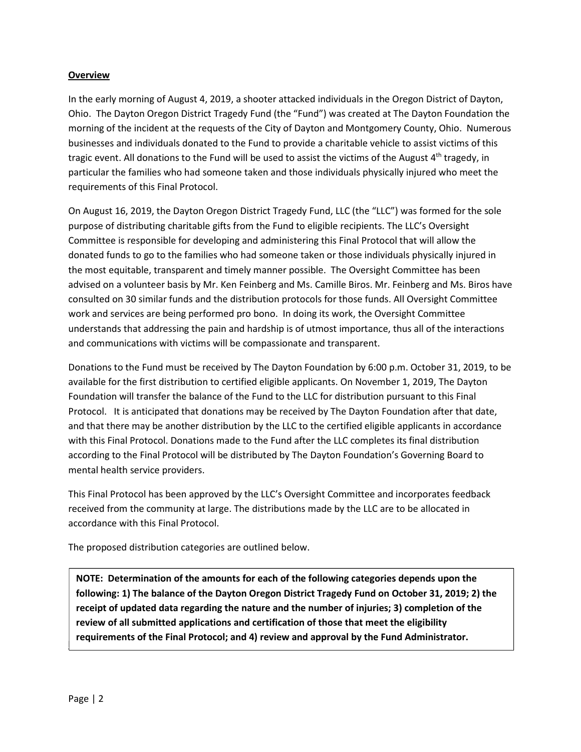## Overview

In the early morning of August 4, 2019, a shooter attacked individuals in the Oregon District of Dayton, Ohio. The Dayton Oregon District Tragedy Fund (the "Fund") was created at The Dayton Foundation the morning of the incident at the requests of the City of Dayton and Montgomery County, Ohio. Numerous businesses and individuals donated to the Fund to provide a charitable vehicle to assist victims of this tragic event. All donations to the Fund will be used to assist the victims of the August 4th tragedy, in particular the families who had someone taken and those individuals physically injured who meet the requirements of this Final Protocol.

On August 16, 2019, the Dayton Oregon District Tragedy Fund, LLC (the "LLC") was formed for the sole purpose of distributing charitable gifts from the Fund to eligible recipients. The LLC's Oversight Committee is responsible for developing and administering this Final Protocol that will allow the donated funds to go to the families who had someone taken or those individuals physically injured in the most equitable, transparent and timely manner possible. The Oversight Committee has been advised on a volunteer basis by Mr. Ken Feinberg and Ms. Camille Biros. Mr. Feinberg and Ms. Biros have consulted on 30 similar funds and the distribution protocols for those funds. All Oversight Committee work and services are being performed pro bono. In doing its work, the Oversight Committee understands that addressing the pain and hardship is of utmost importance, thus all of the interactions and communications with victims will be compassionate and transparent.

Donations to the Fund must be received by The Dayton Foundation by 6:00 p.m. October 31, 2019, to be available for the first distribution to certified eligible applicants. On November 1, 2019, The Dayton Foundation will transfer the balance of the Fund to the LLC for distribution pursuant to this Final Protocol. It is anticipated that donations may be received by The Dayton Foundation after that date, and that there may be another distribution by the LLC to the certified eligible applicants in accordance with this Final Protocol. Donations made to the Fund after the LLC completes its final distribution according to the Final Protocol will be distributed by The Dayton Foundation's Governing Board to mental health service providers.

This Final Protocol has been approved by the LLC's Oversight Committee and incorporates feedback received from the community at large. The distributions made by the LLC are to be allocated in accordance with this Final Protocol.

The proposed distribution categories are outlined below.

**NOTE: Determination of the amounts for each of the following categories depends upon the following: 1) The balance of the Dayton Oregon District Tragedy Fund on October 31, 2019; 2) the receipt of updated data regarding the nature and the number of injuries; 3) completion of the review of all submitted applications and certification of those that meet the eligibility requirements of the Final Protocol; and 4) review and approval by the Fund Administrator.**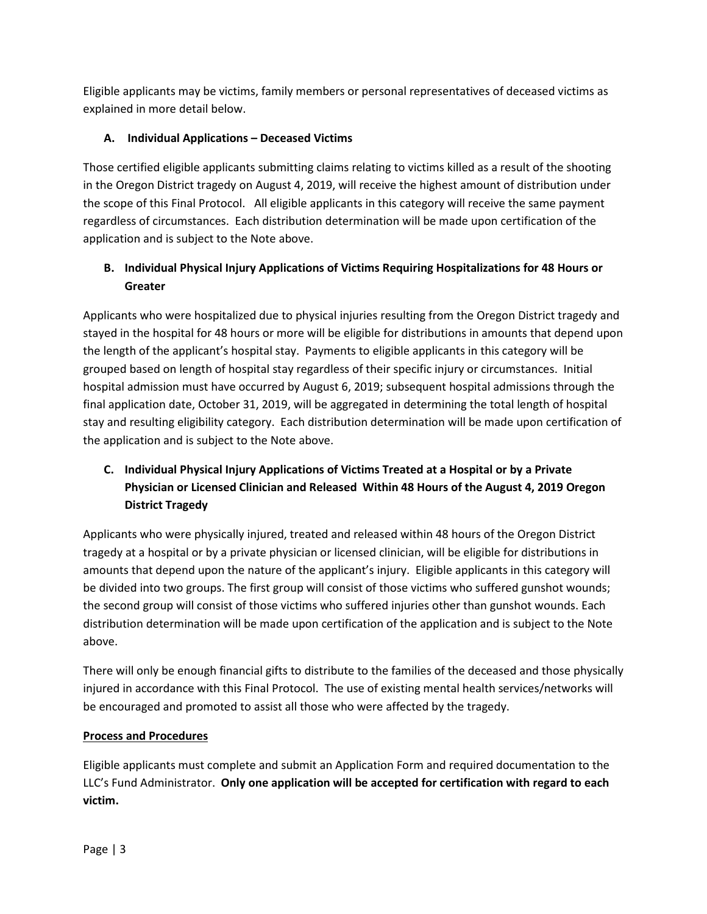Eligible applicants may be victims, family members or personal representatives of deceased victims as explained in more detail below.

### A. Individual Applications – Deceased Victims

Those certified eligible applicants submitting claims relating to victims killed as a result of the shooting in the Oregon District tragedy on August 4, 2019, will receive the highest amount of distribution under the scope of this Final Protocol. All eligible applicants in this category will receive the same payment regardless of circumstances. Each distribution determination will be made upon certification of the application and is subject to the Note above.

### B. Individual Physical Injury Applications of Victims Requiring Hospitalizations for 48 Hours or Greater

Applicants who were hospitalized due to physical injuries resulting from the Oregon District tragedy and stayed in the hospital for 48 hours or more will be eligible for distributions in amounts that depend upon the length of the applicant's hospital stay. Payments to eligible applicants in this category will be grouped based on length of hospital stay regardless of their specific injury or circumstances. Initial hospital admission must have occurred by August 6, 2019; subsequent hospital admissions through the final application date, October 31, 2019, will be aggregated in determining the total length of hospital stay and resulting eligibility category. Each distribution determination will be made upon certification of the application and is subject to the Note above.

### C. Individual Physical Injury Applications of Victims Treated at a Hospital or by a Private Physician or Licensed Clinician and Released Within 48 Hours of the August 4, 2019 Oregon District Tragedy

Applicants who were physically injured, treated and released within 48 hours of the Oregon District tragedy at a hospital or by a private physician or licensed clinician, will be eligible for distributions in amounts that depend upon the nature of the applicant's injury. Eligible applicants in this category will be divided into two groups. The first group will consist of those victims who suffered gunshot wounds; the second group will consist of those victims who suffered injuries other than gunshot wounds. Each distribution determination will be made upon certification of the application and is subject to the Note above.

There will only be enough financial gifts to distribute to the families of the deceased and those physically injured in accordance with this Final Protocol. The use of existing mental health services/networks will be encouraged and promoted to assist all those who were affected by the tragedy.

**Process and Procedures**

Eligible applicants must complete and submit an Application Form and required documentation to the LLC's Fund Administrator. **Only one application will be accepted for certification with regard to each victim.**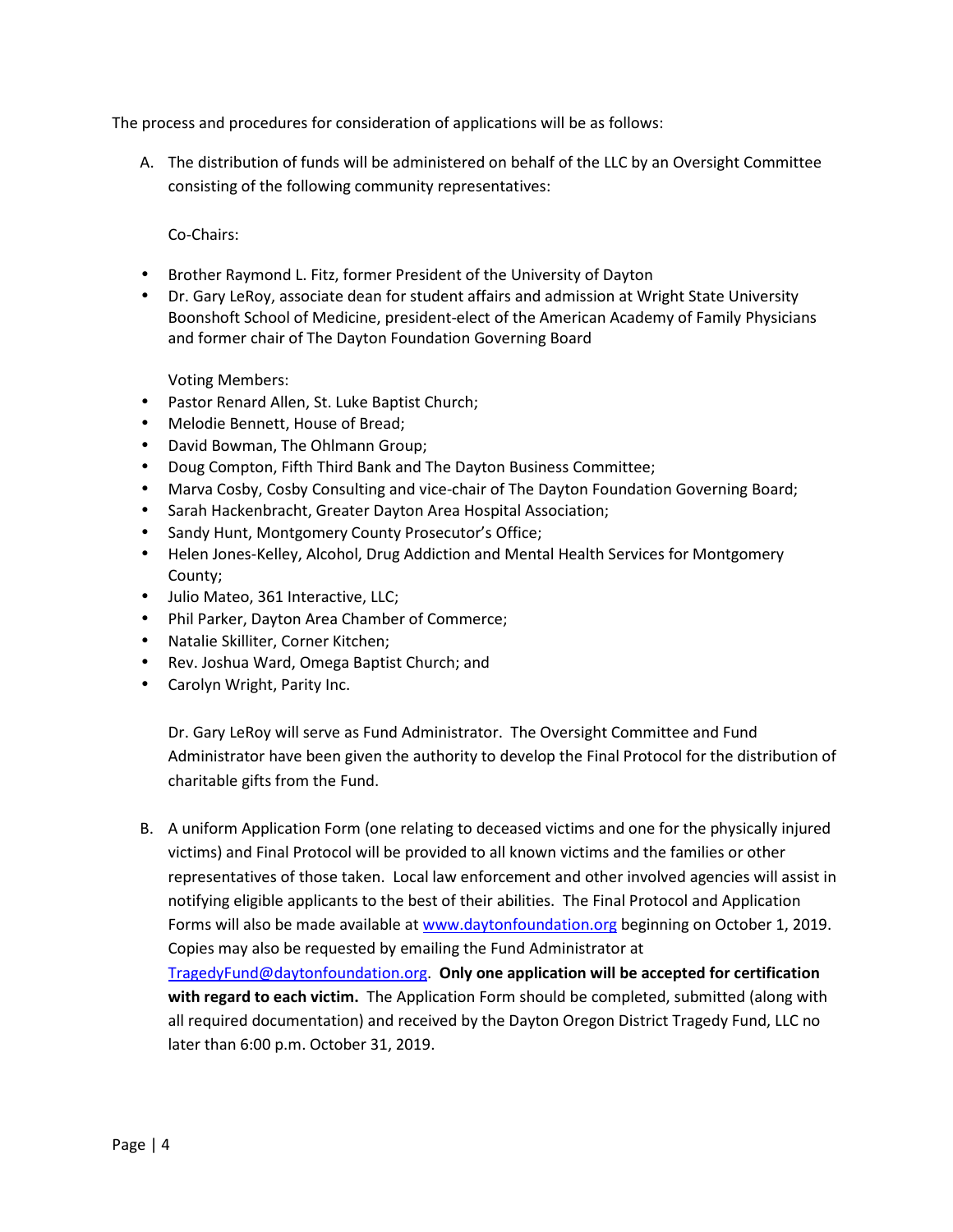The process and procedures for consideration of applications will be as follows:

A. The distribution of funds will be administered on behalf of the LLC by an Oversight Committee consisting of the following community representatives:

   Co-Chairs:

- Brother Raymond L. Fitz, former President of the University of Dayton
- Dr. Gary LeRoy, associate dean for student affairs and admission at Wright State University Boonshoft School of Medicine, president-elect of the American Academy of Family Physicians and former chair of The Dayton Foundation Governing Board

   Voting Members:

- Pastor Renard Allen, St. Luke Baptist Church;
- Melodie Bennett, House of Bread;
- David Bowman, The Ohlmann Group;
- Doug Compton, Fifth Third Bank and The Dayton Business Committee;
- Marva Cosby, Cosby Consulting and vice-chair of The Dayton Foundation Governing Board;
- Sarah Hackenbracht, Greater Dayton Area Hospital Association;
- Sandy Hunt, Montgomery County Prosecutor's Office;
- Helen Jones-Kelley, Alcohol, Drug Addiction and Mental Health Services for Montgomery County;
- Julio Mateo, 361 Interactive, LLC;
- Phil Parker, Dayton Area Chamber of Commerce;
- Natalie Skilliter, Corner Kitchen;
- Rev. Joshua Ward, Omega Baptist Church; and
- Carolyn Wright, Parity Inc.

   Dr. Gary LeRoy will serve as Fund Administrator. The Oversight Committee and Fund Administrator have been given the authority to develop the Final Protocol for the distribution of charitable gifts from the Fund.

B. A uniform Application Form (one relating to deceased victims and one for the physically injured victims) and Final Protocol will be provided to all known victims and the families or other representatives of those taken. Local law enforcement and other involved agencies will assist in notifying eligible applicants to the best of their abilities. The Final Protocol and Application Forms will also be made available at [www.daytonfoundation.org](http://www.daytonfoundation.org) beginning on October 1, 2019. Copies may also be requested by emailing the Fund Administrator at [TragedyFund@daytonfoundation.org](mailto:TragedyFund@daytonfoundation.org). **Only one application will be accepted for certification with regard to each victim.** The Application Form should be completed, submitted (along with all required documentation) and received by the Dayton Oregon District Tragedy Fund, LLC no later than 6:00 p.m. October 31, 2019.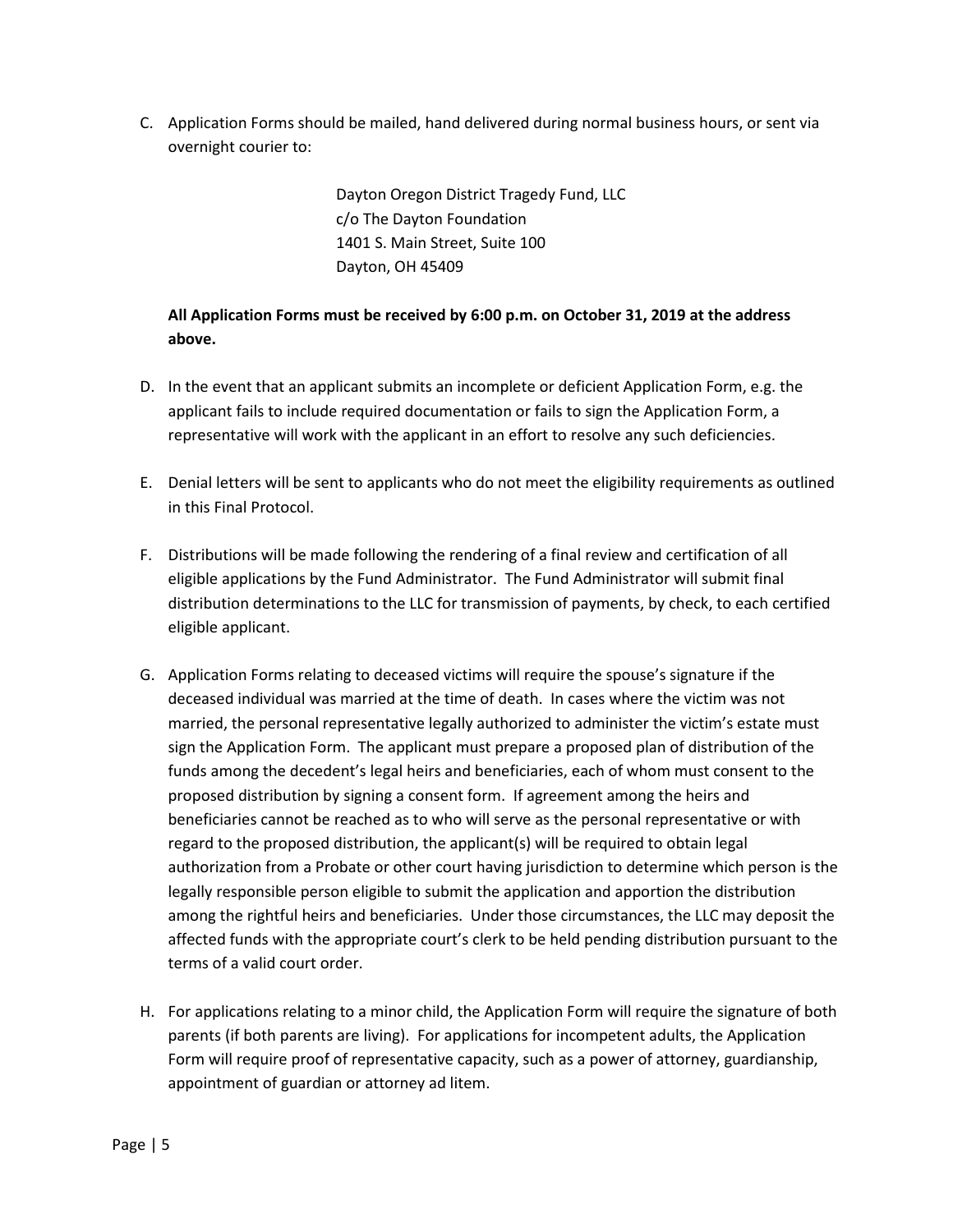C. Application Forms should be mailed, hand delivered during normal business hours, or sent via overnight courier to:

   Dayton Oregon District Tragedy Fund, LLC
   c/o The Dayton Foundation
   1401 S. Main Street, Suite 100
   Dayton, OH 45409

   **All Application Forms must be received by 6:00 p.m. on October 31, 2019 at the address above.**

D. In the event that an applicant submits an incomplete or deficient Application Form, e.g. the applicant fails to include required documentation or fails to sign the Application Form, a representative will work with the applicant in an effort to resolve any such deficiencies.

E. Denial letters will be sent to applicants who do not meet the eligibility requirements as outlined in this Final Protocol.

F. Distributions will be made following the rendering of a final review and certification of all eligible applications by the Fund Administrator. The Fund Administrator will submit final distribution determinations to the LLC for transmission of payments, by check, to each certified eligible applicant.

G. Application Forms relating to deceased victims will require the spouse's signature if the deceased individual was married at the time of death. In cases where the victim was not married, the personal representative legally authorized to administer the victim's estate must sign the Application Form. The applicant must prepare a proposed plan of distribution of the funds among the decedent's legal heirs and beneficiaries, each of whom must consent to the proposed distribution by signing a consent form. If agreement among the heirs and beneficiaries cannot be reached as to who will serve as the personal representative or with regard to the proposed distribution, the applicant(s) will be required to obtain legal authorization from a Probate or other court having jurisdiction to determine which person is the legally responsible person eligible to submit the application and apportion the distribution among the rightful heirs and beneficiaries. Under those circumstances, the LLC may deposit the affected funds with the appropriate court's clerk to be held pending distribution pursuant to the terms of a valid court order.

H. For applications relating to a minor child, the Application Form will require the signature of both parents (if both parents are living). For applications for incompetent adults, the Application Form will require proof of representative capacity, such as a power of attorney, guardianship, appointment of guardian or attorney ad litem.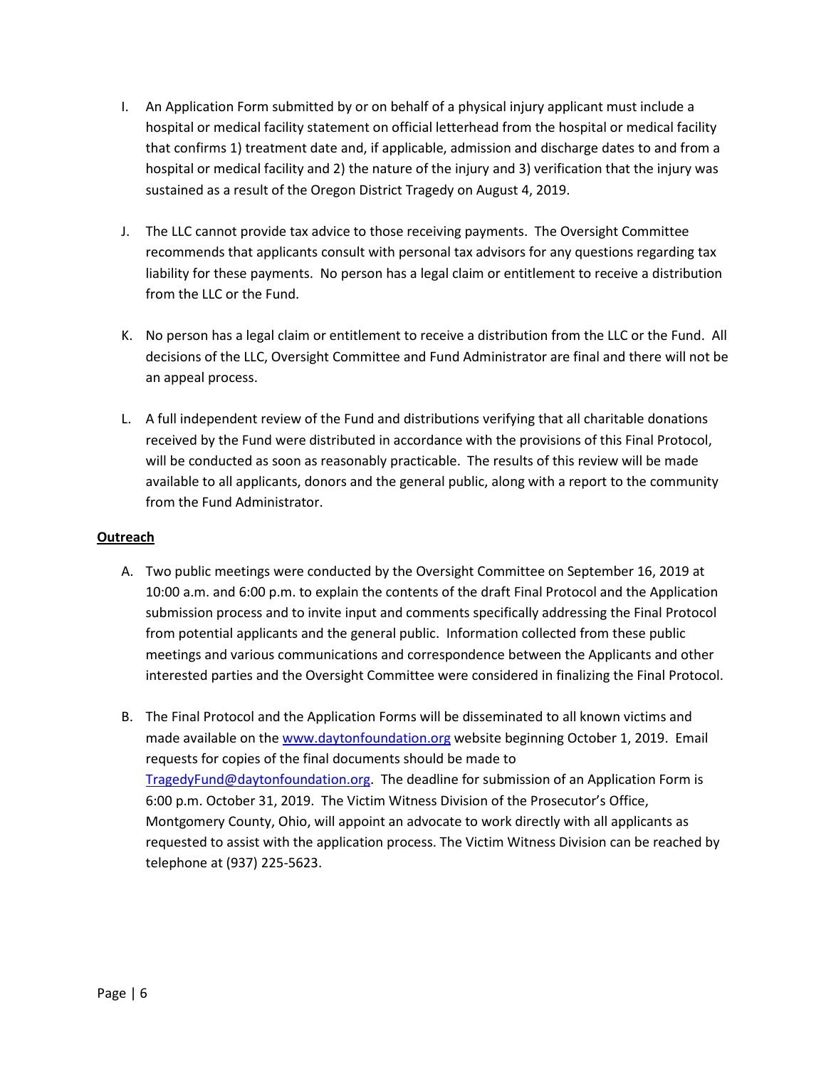I. An Application Form submitted by or on behalf of a physical injury applicant must include a hospital or medical facility statement on official letterhead from the hospital or medical facility that confirms 1) treatment date and, if applicable, admission and discharge dates to and from a hospital or medical facility and 2) the nature of the injury and 3) verification that the injury was sustained as a result of the Oregon District Tragedy on August 4, 2019.

J. The LLC cannot provide tax advice to those receiving payments. The Oversight Committee recommends that applicants consult with personal tax advisors for any questions regarding tax liability for these payments. No person has a legal claim or entitlement to receive a distribution from the LLC or the Fund.

K. No person has a legal claim or entitlement to receive a distribution from the LLC or the Fund. All decisions of the LLC, Oversight Committee and Fund Administrator are final and there will not be an appeal process.

L. A full independent review of the Fund and distributions verifying that all charitable donations received by the Fund were distributed in accordance with the provisions of this Final Protocol, will be conducted as soon as reasonably practicable. The results of this review will be made available to all applicants, donors and the general public, along with a report to the community from the Fund Administrator.

**Outreach**

A. Two public meetings were conducted by the Oversight Committee on September 16, 2019 at 10:00 a.m. and 6:00 p.m. to explain the contents of the draft Final Protocol and the Application submission process and to invite input and comments specifically addressing the Final Protocol from potential applicants and the general public. Information collected from these public meetings and various communications and correspondence between the Applicants and other interested parties and the Oversight Committee were considered in finalizing the Final Protocol.

B. The Final Protocol and the Application Forms will be disseminated to all known victims and made available on the www.daytonfoundation.org website beginning October 1, 2019. Email requests for copies of the final documents should be made to TragedyFund@daytonfoundation.org. The deadline for submission of an Application Form is 6:00 p.m. October 31, 2019. The Victim Witness Division of the Prosecutor's Office, Montgomery County, Ohio, will appoint an advocate to work directly with all applicants as requested to assist with the application process. The Victim Witness Division can be reached by telephone at (937) 225-5623.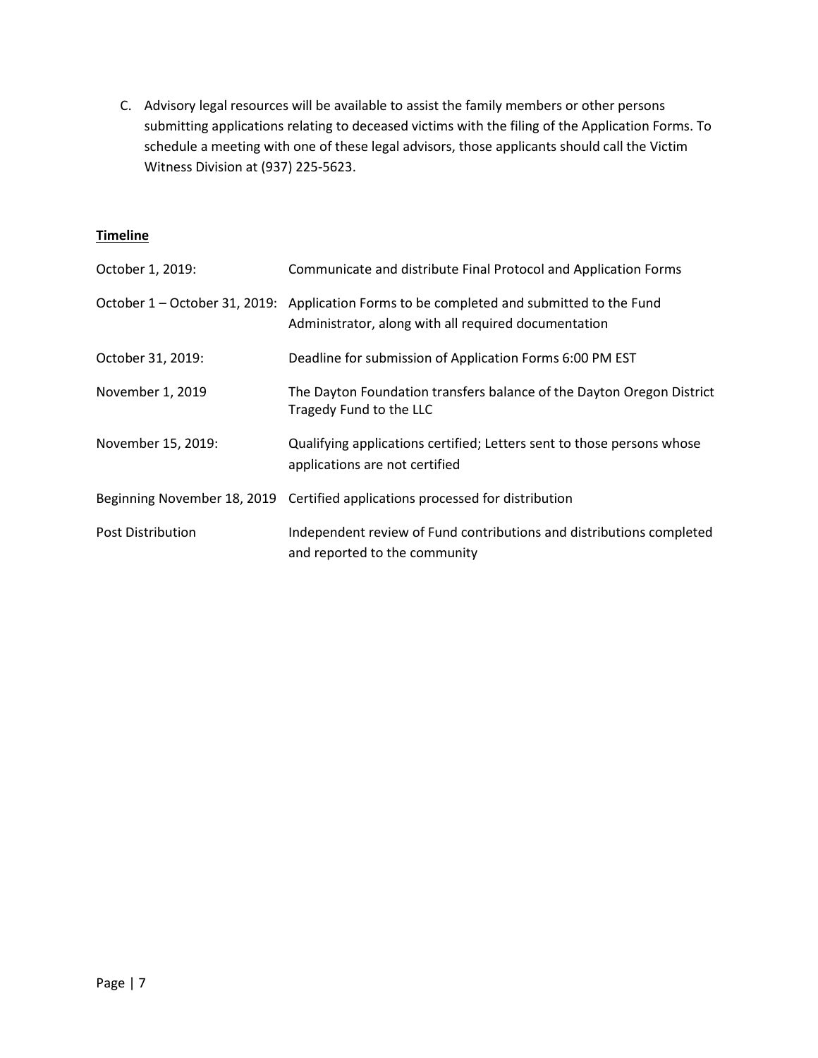C. Advisory legal resources will be available to assist the family members or other persons submitting applications relating to deceased victims with the filing of the Application Forms. To schedule a meeting with one of these legal advisors, those applicants should call the Victim Witness Division at (937) 225-5623.

**Timeline**

| | |
|---|---|
| October 1, 2019: | Communicate and distribute Final Protocol and Application Forms |
| October 1 – October 31, 2019: | Application Forms to be completed and submitted to the Fund Administrator, along with all required documentation |
| October 31, 2019: | Deadline for submission of Application Forms 6:00 PM EST |
| November 1, 2019 | The Dayton Foundation transfers balance of the Dayton Oregon District Tragedy Fund to the LLC |
| November 15, 2019: | Qualifying applications certified; Letters sent to those persons whose applications are not certified |
| Beginning November 18, 2019 | Certified applications processed for distribution |
| Post Distribution | Independent review of Fund contributions and distributions completed and reported to the community |